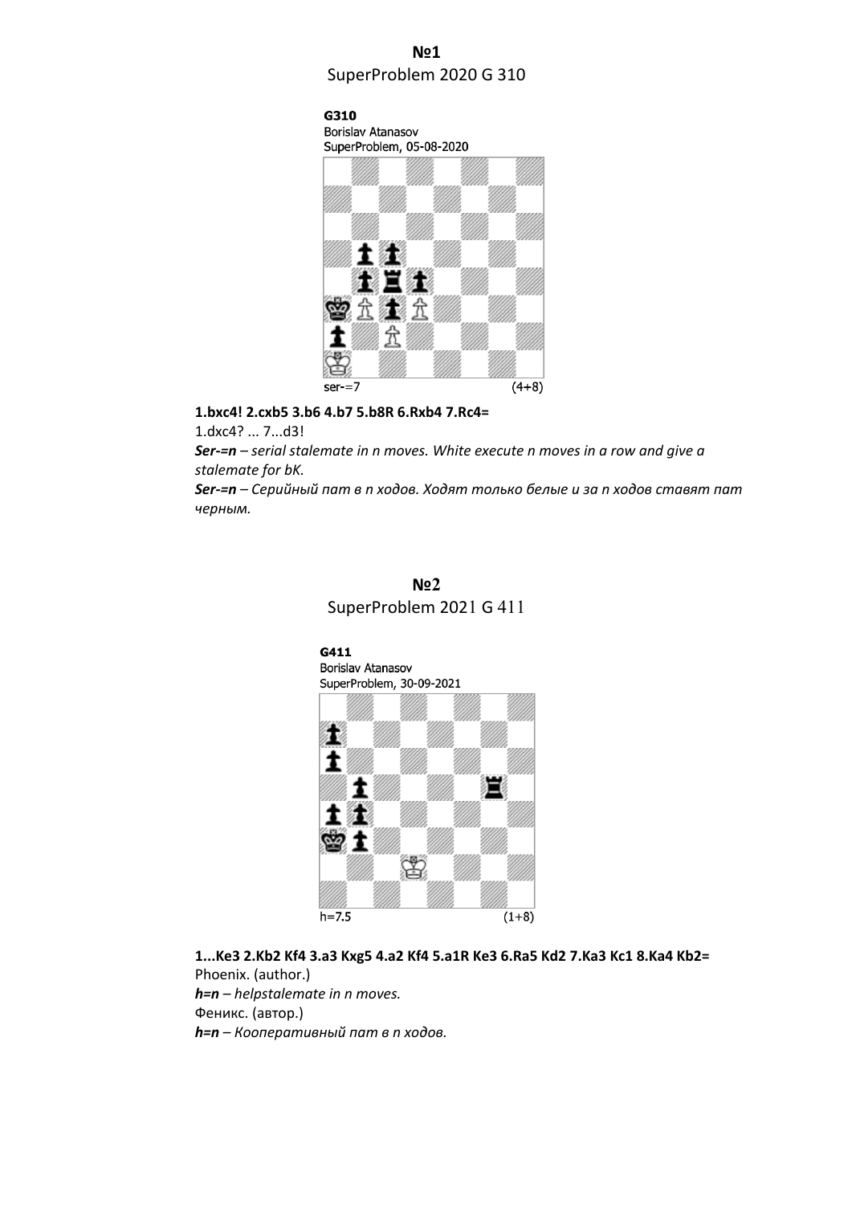# №1

## SuperProblem 2020 G 310

**G310**
Borislav Atanasov
SuperProblem, 05-08-2020

ser-=7 (4+8)

**1.bxc4! 2.cxb5 3.b6 4.b7 5.b8R 6.Rxb4 7.Rc4=**

1.dxc4? ... 7...d3!

***Ser-=n*** *– serial stalemate in n moves. White execute n moves in a row and give a stalemate for bK.*

***Ser-=n*** *– Серийный пат в n ходов. Ходят только белые и за n ходов ставят пат черным.*

# №2

## SuperProblem 2021 G 411

**G411**
Borislav Atanasov
SuperProblem, 30-09-2021

h=7.5 (1+8)

**1...Ke3 2.Kb2 Kf4 3.a3 Kxg5 4.a2 Kf4 5.a1R Ke3 6.Ra5 Kd2 7.Ka3 Kc1 8.Ka4 Kb2=**

Phoenix. (author.)

***h=n*** *– helpstalemate in n moves.*

Феникс. (автор.)

***h=n*** *– Кооперативный пат в n ходов.*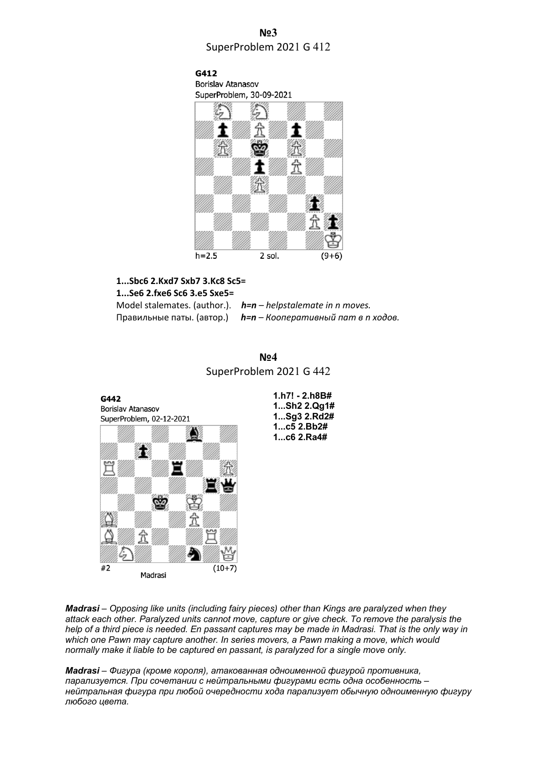## №3

SuperProblem 2021 G 412

**G412**
Borislav Atanasov
SuperProblem, 30-09-2021

h=2.5 2 sol. (9+6)

**1...Sbc6 2.Kxd7 Sxb7 3.Kc8 Sc5=**
**1...Se6 2.fxe6 Sc6 3.e5 Sxe5=**

Model stalemates. (author.). ***h=n** – helpstalemate in n moves.*

Правильные паты. (автор.) ***h=n** – Кооперативный пат в n ходов.*

## №4

SuperProblem 2021 G 442

**G442**
Borislav Atanasov
SuperProblem, 02-12-2021

#2 (10+7)
Madrasi

**1.h7! - 2.h8B#**
**1...Sh2 2.Qg1#**
**1...Sg3 2.Rd2#**
**1...c5 2.Bb2#**
**1...c6 2.Ra4#**

***Madrasi** – Opposing like units (including fairy pieces) other than Kings are paralyzed when they attack each other. Paralyzed units cannot move, capture or give check. To remove the paralysis the help of a third piece is needed. En passant captures may be made in Madrasi. That is the only way in which one Pawn may capture another. In series movers, a Pawn making a move, which would normally make it liable to be captured en passant, is paralyzed for a single move only.*

***Madrasi** – Фигура (кроме короля), атакованная одноименной фигурой противника, парализуется. При сочетании с нейтральными фигурами есть одна особенность – нейтральная фигура при любой очередности хода парализует обычную одноименную фигуру любого цвета.*